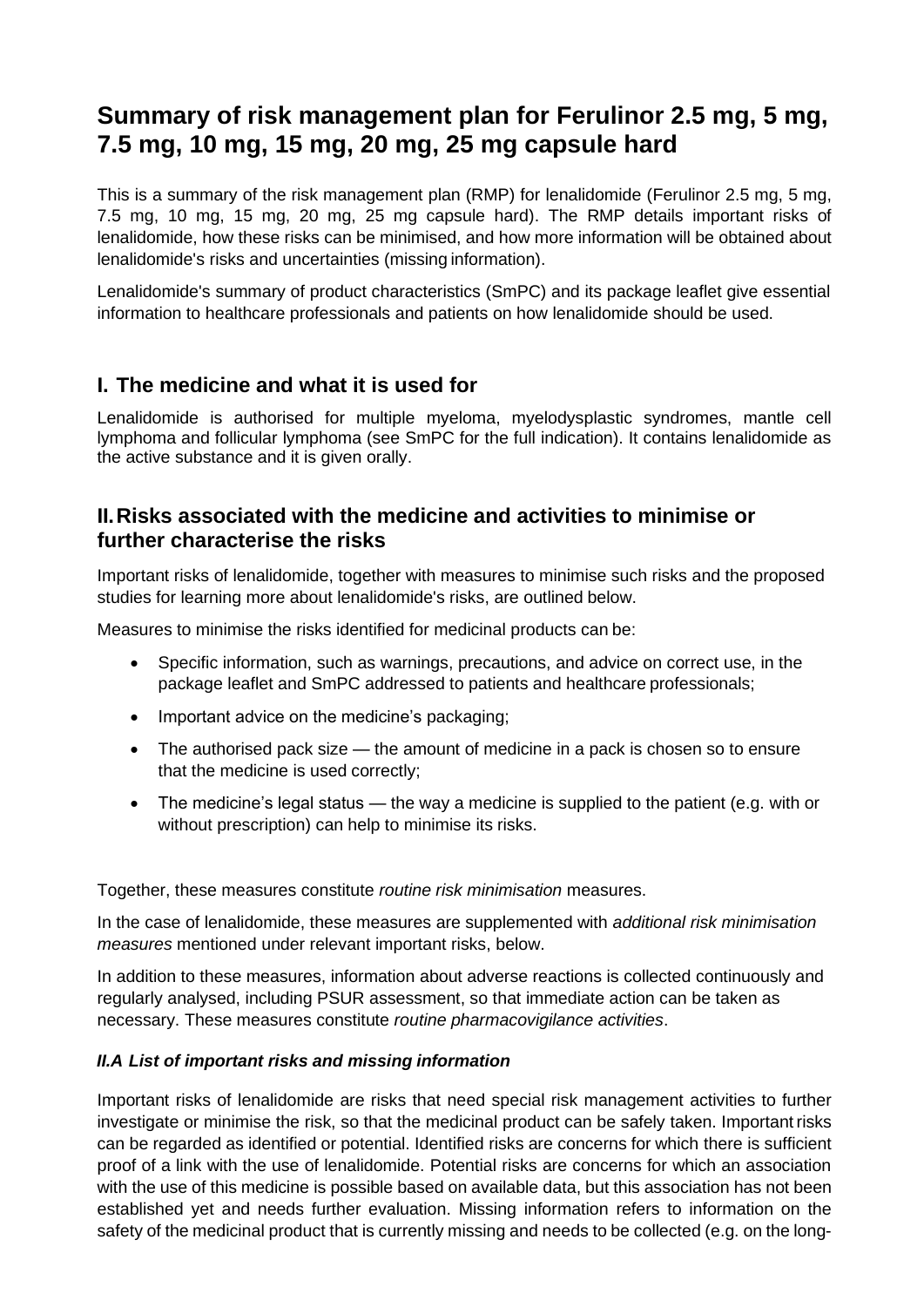# Summary of risk management plan for Ferulinor 2.5 mg, 5 mg, 7.5 mg, 10 mg, 15 mg, 20 mg, 25 mg capsule hard

This is a summary of the risk management plan (RMP) for lenalidomide (Ferulinor 2.5 mg, 5 mg, 7.5 mg, 10 mg, 15 mg, 20 mg, 25 mg capsule hard). The RMP details important risks of lenalidomide, how these risks can be minimised, and how more information will be obtained about lenalidomide's risks and uncertainties (missing information).

Lenalidomide's summary of product characteristics (SmPC) and its package leaflet give essential information to healthcare professionals and patients on how lenalidomide should be used.

## I. The medicine and what it is used for

Lenalidomide is authorised for multiple myeloma, myelodysplastic syndromes, mantle cell lymphoma and follicular lymphoma (see SmPC for the full indication). It contains lenalidomide as the active substance and it is given orally.

## II. Risks associated with the medicine and activities to minimise or further characterise the risks

Important risks of lenalidomide, together with measures to minimise such risks and the proposed studies for learning more about lenalidomide's risks, are outlined below.

Measures to minimise the risks identified for medicinal products can be:

- Specific information, such as warnings, precautions, and advice on correct use, in the package leaflet and SmPC addressed to patients and healthcare professionals;
- Important advice on the medicine's packaging;
- The authorised pack size — the amount of medicine in a pack is chosen so to ensure that the medicine is used correctly;
- The medicine's legal status — the way a medicine is supplied to the patient (e.g. with or without prescription) can help to minimise its risks.

Together, these measures constitute *routine risk minimisation* measures.

In the case of lenalidomide, these measures are supplemented with *additional risk minimisation measures* mentioned under relevant important risks, below.

In addition to these measures, information about adverse reactions is collected continuously and regularly analysed, including PSUR assessment, so that immediate action can be taken as necessary. These measures constitute *routine pharmacovigilance activities*.

### *II.A List of important risks and missing information*

Important risks of lenalidomide are risks that need special risk management activities to further investigate or minimise the risk, so that the medicinal product can be safely taken. Important risks can be regarded as identified or potential. Identified risks are concerns for which there is sufficient proof of a link with the use of lenalidomide. Potential risks are concerns for which an association with the use of this medicine is possible based on available data, but this association has not been established yet and needs further evaluation. Missing information refers to information on the safety of the medicinal product that is currently missing and needs to be collected (e.g. on the long-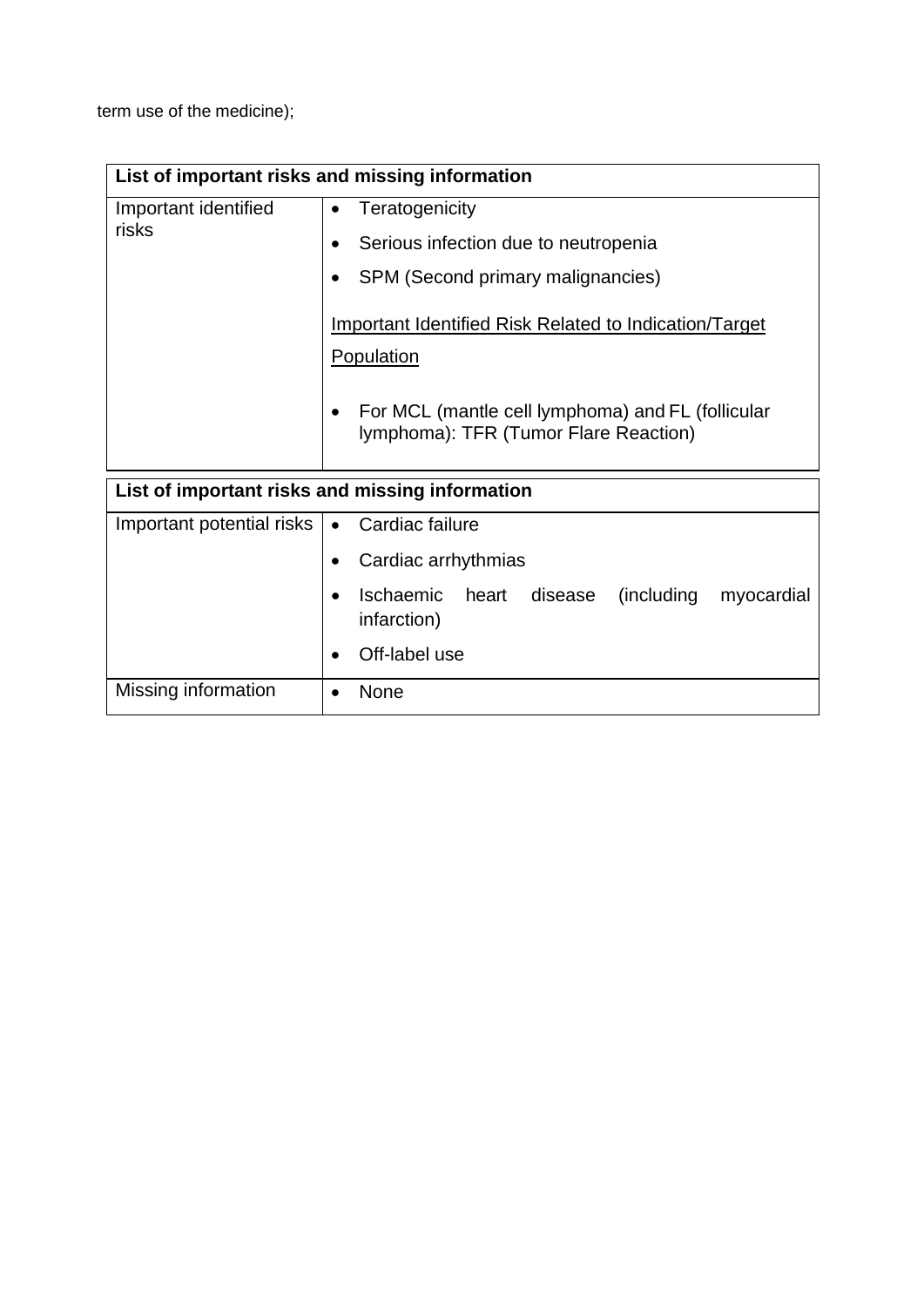term use of the medicine);

| List of important risks and missing information | |
| --- | --- |
| Important identified risks | • Teratogenicity<br>• Serious infection due to neutropenia<br>• SPM (Second primary malignancies)<br><br><u>Important Identified Risk Related to Indication/Target Population</u><br><br>• For MCL (mantle cell lymphoma) and FL (follicular lymphoma): TFR (Tumor Flare Reaction) |

| List of important risks and missing information | |
| --- | --- |
| Important potential risks | • Cardiac failure<br>• Cardiac arrhythmias<br>• Ischaemic heart disease (including myocardial infarction)<br>• Off-label use |
| Missing information | • None |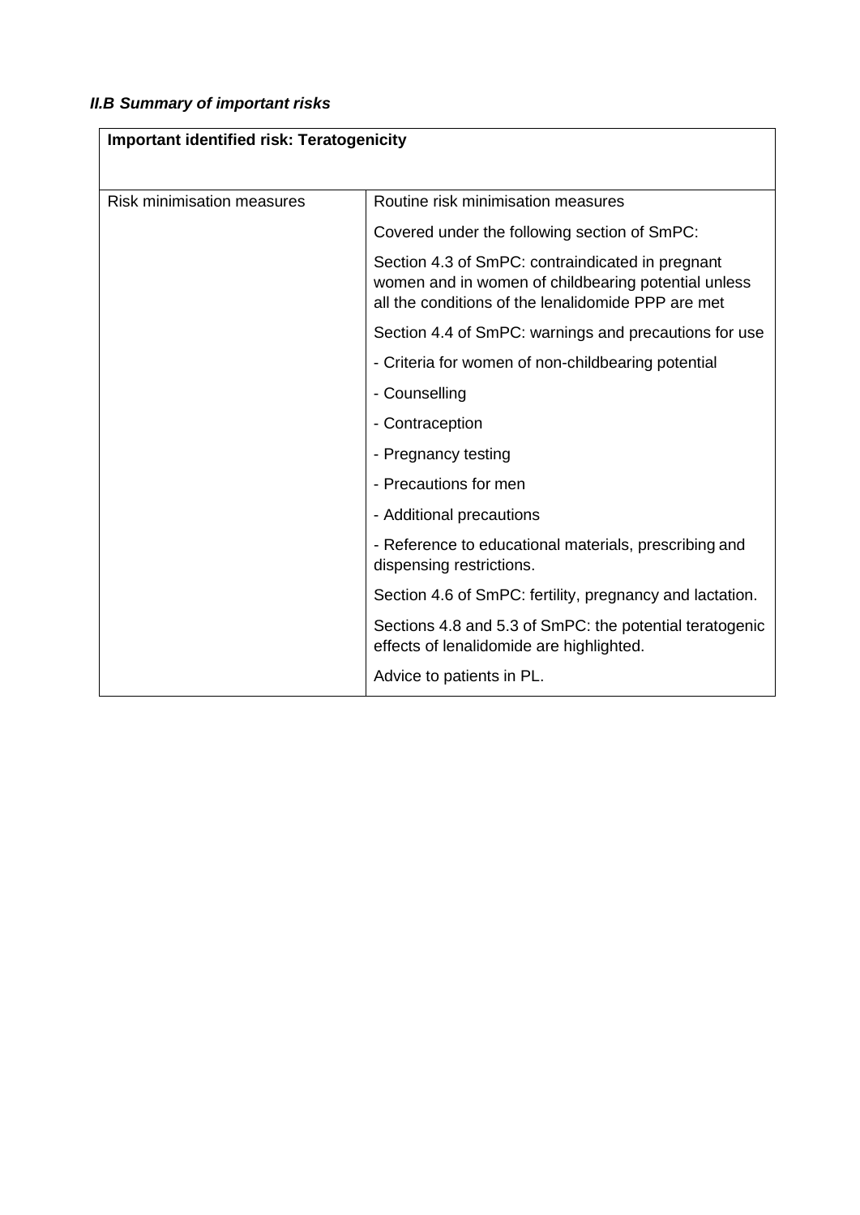***II.B Summary of important risks***

| **Important identified risk: Teratogenicity** | |
|---|---|
| Risk minimisation measures | Routine risk minimisation measures<br>Covered under the following section of SmPC:<br>Section 4.3 of SmPC: contraindicated in pregnant women and in women of childbearing potential unless all the conditions of the lenalidomide PPP are met<br>Section 4.4 of SmPC: warnings and precautions for use<br>- Criteria for women of non-childbearing potential<br>- Counselling<br>- Contraception<br>- Pregnancy testing<br>- Precautions for men<br>- Additional precautions<br>- Reference to educational materials, prescribing and dispensing restrictions.<br>Section 4.6 of SmPC: fertility, pregnancy and lactation.<br>Sections 4.8 and 5.3 of SmPC: the potential teratogenic effects of lenalidomide are highlighted.<br>Advice to patients in PL. |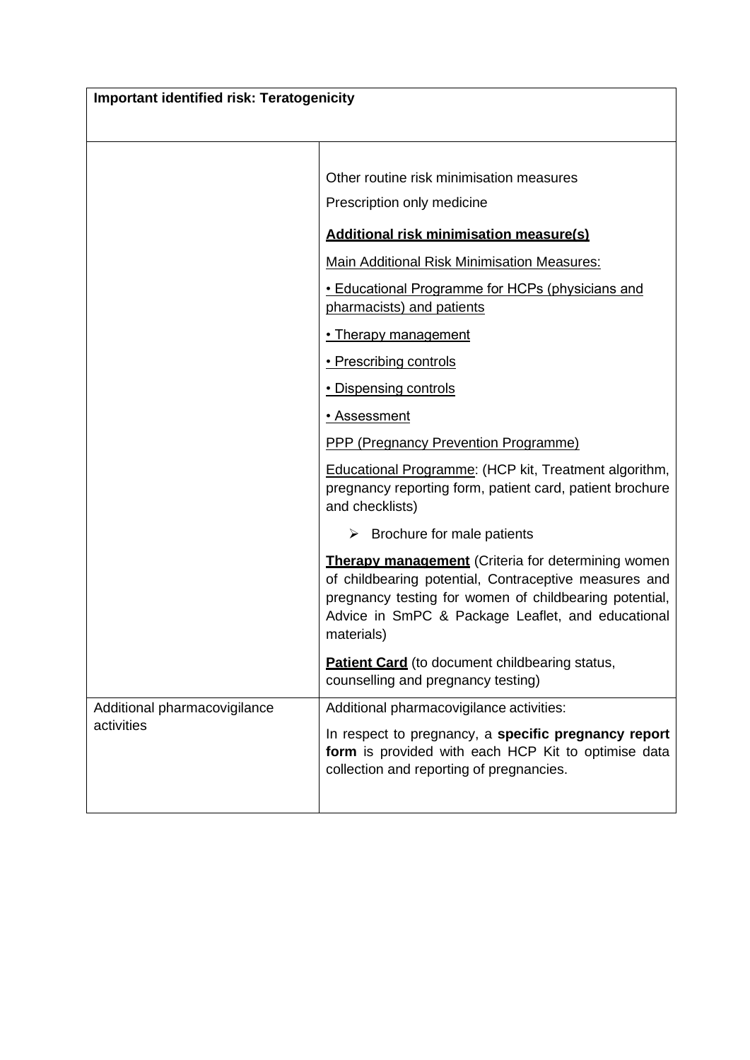| Important identified risk: Teratogenicity | |
|---|---|
| | Other routine risk minimisation measures<br>Prescription only medicine<br>**Additional risk minimisation measure(s)**<br>Main Additional Risk Minimisation Measures:<br>• Educational Programme for HCPs (physicians and pharmacists) and patients<br>• Therapy management<br>• Prescribing controls<br>• Dispensing controls<br>• Assessment<br>PPP (Pregnancy Prevention Programme)<br>Educational Programme: (HCP kit, Treatment algorithm, pregnancy reporting form, patient card, patient brochure and checklists)<br>➢ Brochure for male patients<br>**Therapy management** (Criteria for determining women of childbearing potential, Contraceptive measures and pregnancy testing for women of childbearing potential, Advice in SmPC & Package Leaflet, and educational materials)<br>**Patient Card** (to document childbearing status, counselling and pregnancy testing) |
| Additional pharmacovigilance activities | Additional pharmacovigilance activities:<br>In respect to pregnancy, a **specific pregnancy report form** is provided with each HCP Kit to optimise data collection and reporting of pregnancies. |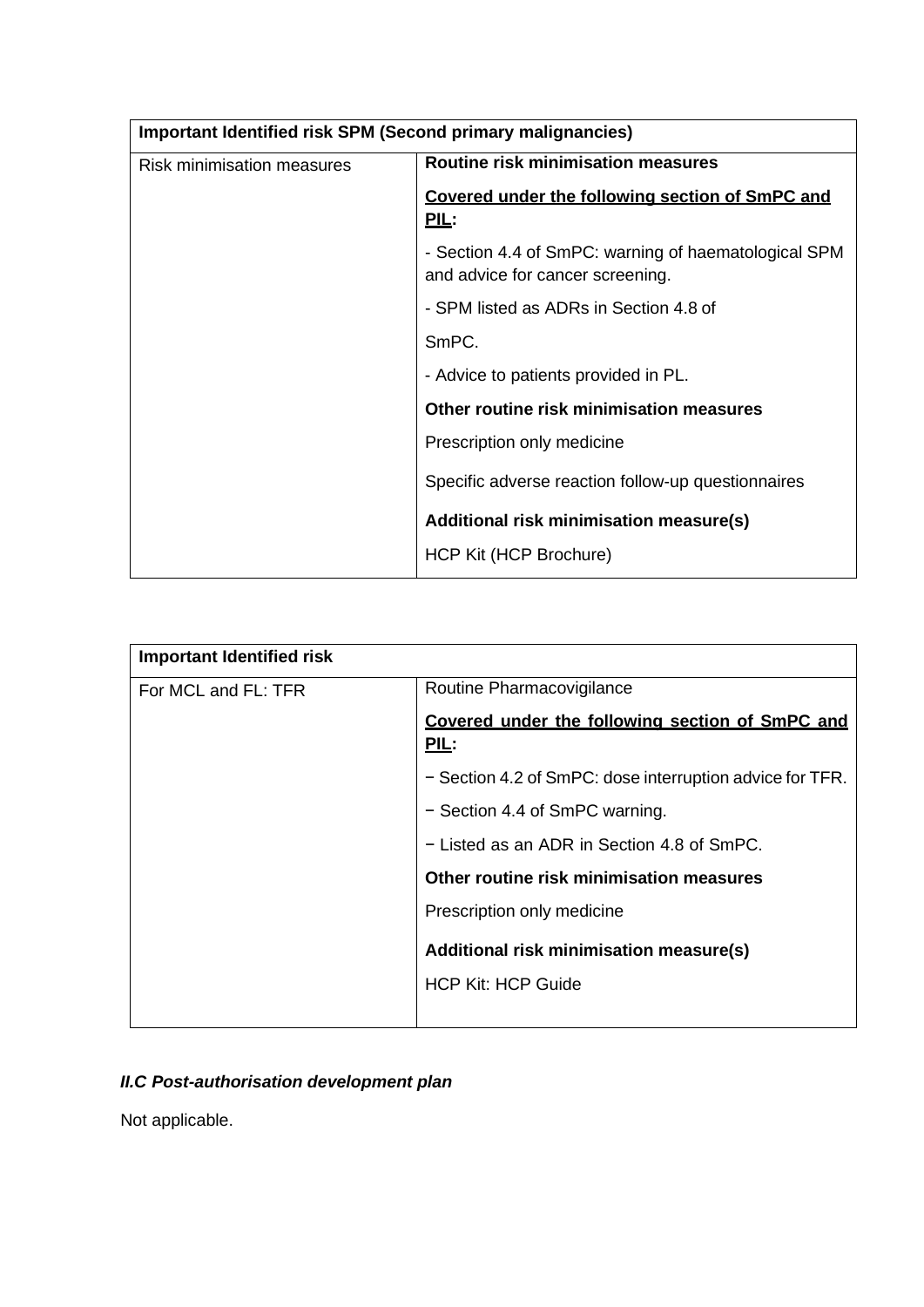| Important Identified risk SPM (Second primary malignancies) | |
|---|---|
| Risk minimisation measures | **Routine risk minimisation measures**<br>**<u>Covered under the following section of SmPC and PIL</u>:**<br>- Section 4.4 of SmPC: warning of haematological SPM and advice for cancer screening.<br>- SPM listed as ADRs in Section 4.8 of SmPC.<br>- Advice to patients provided in PL.<br>**Other routine risk minimisation measures**<br>Prescription only medicine<br>Specific adverse reaction follow-up questionnaires<br>**Additional risk minimisation measure(s)**<br>HCP Kit (HCP Brochure) |

| Important Identified risk | |
|---|---|
| For MCL and FL: TFR | Routine Pharmacovigilance<br>**<u>Covered under the following section of SmPC and PIL</u>:**<br>− Section 4.2 of SmPC: dose interruption advice for TFR.<br>− Section 4.4 of SmPC warning.<br>− Listed as an ADR in Section 4.8 of SmPC.<br>**Other routine risk minimisation measures**<br>Prescription only medicine<br>**Additional risk minimisation measure(s)**<br>HCP Kit: HCP Guide |

***II.C Post-authorisation development plan***

Not applicable.